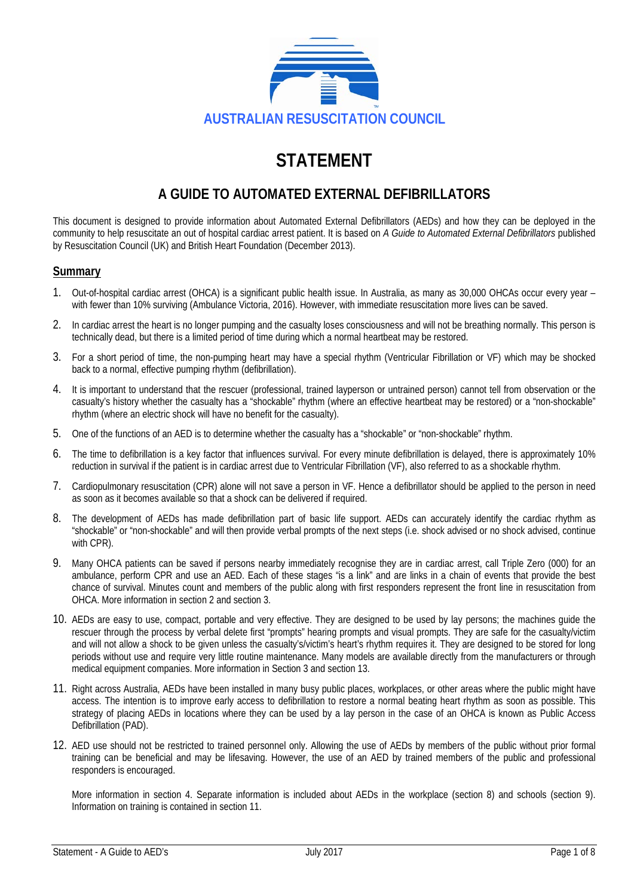AUSTRALIAN RESUSCITATION COUNCIL

# STATEMENT

## A GUIDE TO AUTOMATED EXTERNAL DEFIBRILLATORS

This document is designed to provide information about Automated External Defibrillators (AEDs) and how they can be deployed in the community to help resuscitate an out of hospital cardiac arrest patient. It is based on *A Guide to Automated External Defibrillators* published by Resuscitation Council (UK) and British Heart Foundation (December 2013).

### Summary

1. Out-of-hospital cardiac arrest (OHCA) is a significant public health issue. In Australia, as many as 30,000 OHCAs occur every year – with fewer than 10% surviving (Ambulance Victoria, 2016). However, with immediate resuscitation more lives can be saved.
2. In cardiac arrest the heart is no longer pumping and the casualty loses consciousness and will not be breathing normally. This person is technically dead, but there is a limited period of time during which a normal heartbeat may be restored.
3. For a short period of time, the non-pumping heart may have a special rhythm (Ventricular Fibrillation or VF) which may be shocked back to a normal, effective pumping rhythm (defibrillation).
4. It is important to understand that the rescuer (professional, trained layperson or untrained person) cannot tell from observation or the casualty's history whether the casualty has a "shockable" rhythm (where an effective heartbeat may be restored) or a "non-shockable" rhythm (where an electric shock will have no benefit for the casualty).
5. One of the functions of an AED is to determine whether the casualty has a "shockable" or "non-shockable" rhythm.
6. The time to defibrillation is a key factor that influences survival. For every minute defibrillation is delayed, there is approximately 10% reduction in survival if the patient is in cardiac arrest due to Ventricular Fibrillation (VF), also referred to as a shockable rhythm.
7. Cardiopulmonary resuscitation (CPR) alone will not save a person in VF. Hence a defibrillator should be applied to the person in need as soon as it becomes available so that a shock can be delivered if required.
8. The development of AEDs has made defibrillation part of basic life support. AEDs can accurately identify the cardiac rhythm as "shockable" or "non-shockable" and will then provide verbal prompts of the next steps (i.e. shock advised or no shock advised, continue with CPR).
9. Many OHCA patients can be saved if persons nearby immediately recognise they are in cardiac arrest, call Triple Zero (000) for an ambulance, perform CPR and use an AED. Each of these stages "is a link" and are links in a chain of events that provide the best chance of survival. Minutes count and members of the public along with first responders represent the front line in resuscitation from OHCA. More information in section 2 and section 3.
10. AEDs are easy to use, compact, portable and very effective. They are designed to be used by lay persons; the machines guide the rescuer through the process by verbal delete first "prompts" hearing prompts and visual prompts. They are safe for the casualty/victim and will not allow a shock to be given unless the casualty's/victim's heart's rhythm requires it. They are designed to be stored for long periods without use and require very little routine maintenance. Many models are available directly from the manufacturers or through medical equipment companies. More information in Section 3 and section 13.
11. Right across Australia, AEDs have been installed in many busy public places, workplaces, or other areas where the public might have access. The intention is to improve early access to defibrillation to restore a normal beating heart rhythm as soon as possible. This strategy of placing AEDs in locations where they can be used by a lay person in the case of an OHCA is known as Public Access Defibrillation (PAD).
12. AED use should not be restricted to trained personnel only. Allowing the use of AEDs by members of the public without prior formal training can be beneficial and may be lifesaving. However, the use of an AED by trained members of the public and professional responders is encouraged.

    More information in section 4. Separate information is included about AEDs in the workplace (section 8) and schools (section 9). Information on training is contained in section 11.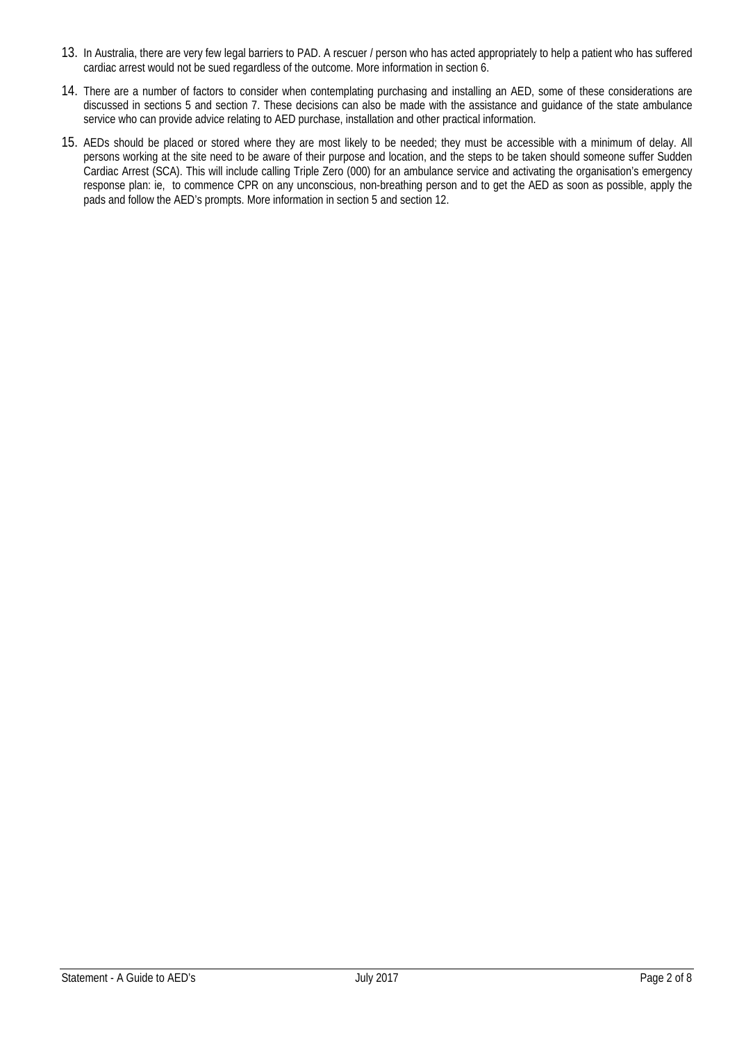13. In Australia, there are very few legal barriers to PAD. A rescuer / person who has acted appropriately to help a patient who has suffered cardiac arrest would not be sued regardless of the outcome. More information in section 6.
14. There are a number of factors to consider when contemplating purchasing and installing an AED, some of these considerations are discussed in sections 5 and section 7. These decisions can also be made with the assistance and guidance of the state ambulance service who can provide advice relating to AED purchase, installation and other practical information.
15. AEDs should be placed or stored where they are most likely to be needed; they must be accessible with a minimum of delay. All persons working at the site need to be aware of their purpose and location, and the steps to be taken should someone suffer Sudden Cardiac Arrest (SCA). This will include calling Triple Zero (000) for an ambulance service and activating the organisation's emergency response plan: ie, to commence CPR on any unconscious, non-breathing person and to get the AED as soon as possible, apply the pads and follow the AED's prompts. More information in section 5 and section 12.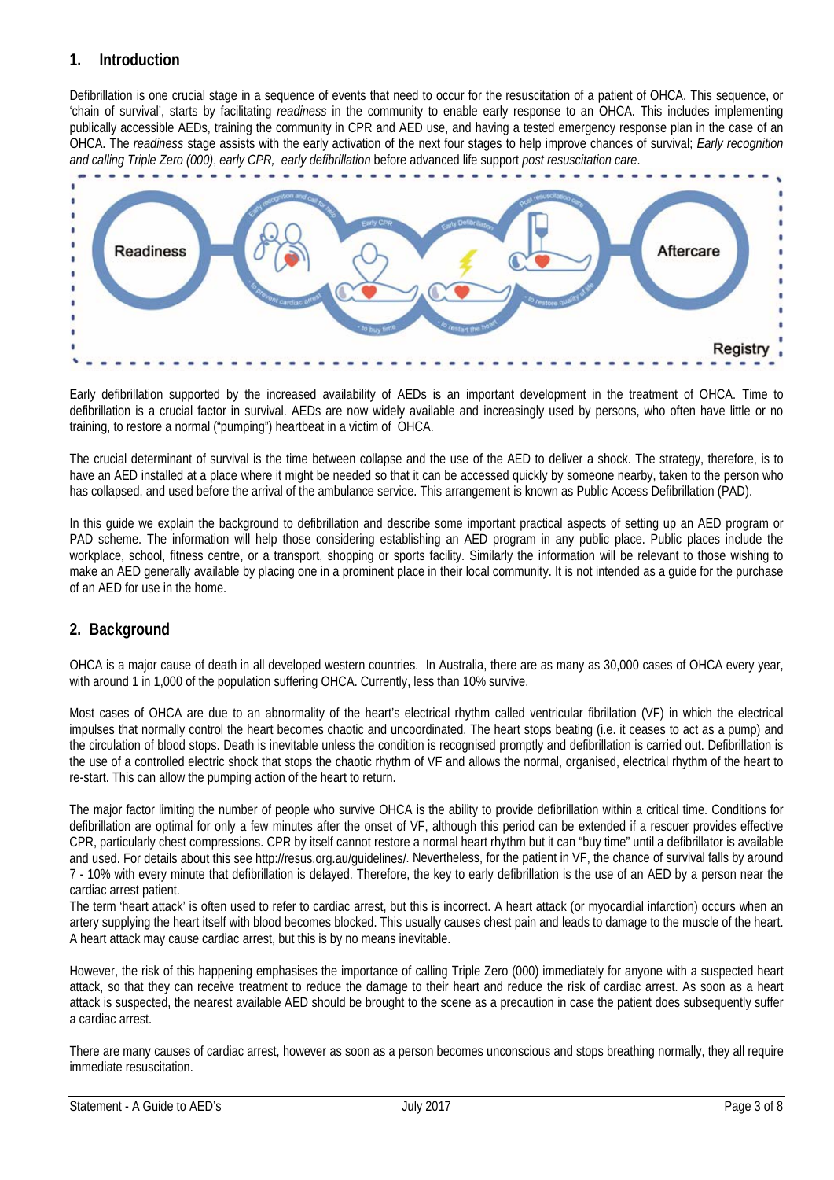## 1. Introduction

Defibrillation is one crucial stage in a sequence of events that need to occur for the resuscitation of a patient of OHCA. This sequence, or 'chain of survival', starts by facilitating *readiness* in the community to enable early response to an OHCA. This includes implementing publically accessible AEDs, training the community in CPR and AED use, and having a tested emergency response plan in the case of an OHCA. The *readiness* stage assists with the early activation of the next four stages to help improve chances of survival; *Early recognition and calling Triple Zero (000)*, *early CPR*, *early defibrillation* before advanced life support *post resuscitation care*.

Early defibrillation supported by the increased availability of AEDs is an important development in the treatment of OHCA. Time to defibrillation is a crucial factor in survival. AEDs are now widely available and increasingly used by persons, who often have little or no training, to restore a normal ("pumping") heartbeat in a victim of OHCA.

The crucial determinant of survival is the time between collapse and the use of the AED to deliver a shock. The strategy, therefore, is to have an AED installed at a place where it might be needed so that it can be accessed quickly by someone nearby, taken to the person who has collapsed, and used before the arrival of the ambulance service. This arrangement is known as Public Access Defibrillation (PAD).

In this guide we explain the background to defibrillation and describe some important practical aspects of setting up an AED program or PAD scheme. The information will help those considering establishing an AED program in any public place. Public places include the workplace, school, fitness centre, or a transport, shopping or sports facility. Similarly the information will be relevant to those wishing to make an AED generally available by placing one in a prominent place in their local community. It is not intended as a guide for the purchase of an AED for use in the home.

## 2. Background

OHCA is a major cause of death in all developed western countries. In Australia, there are as many as 30,000 cases of OHCA every year, with around 1 in 1,000 of the population suffering OHCA. Currently, less than 10% survive.

Most cases of OHCA are due to an abnormality of the heart's electrical rhythm called ventricular fibrillation (VF) in which the electrical impulses that normally control the heart becomes chaotic and uncoordinated. The heart stops beating (i.e. it ceases to act as a pump) and the circulation of blood stops. Death is inevitable unless the condition is recognised promptly and defibrillation is carried out. Defibrillation is the use of a controlled electric shock that stops the chaotic rhythm of VF and allows the normal, organised, electrical rhythm of the heart to re-start. This can allow the pumping action of the heart to return.

The major factor limiting the number of people who survive OHCA is the ability to provide defibrillation within a critical time. Conditions for defibrillation are optimal for only a few minutes after the onset of VF, although this period can be extended if a rescuer provides effective CPR, particularly chest compressions. CPR by itself cannot restore a normal heart rhythm but it can "buy time" until a defibrillator is available and used. For details about this see http://resus.org.au/guidelines/. Nevertheless, for the patient in VF, the chance of survival falls by around 7 - 10% with every minute that defibrillation is delayed. Therefore, the key to early defibrillation is the use of an AED by a person near the cardiac arrest patient.

The term 'heart attack' is often used to refer to cardiac arrest, but this is incorrect. A heart attack (or myocardial infarction) occurs when an artery supplying the heart itself with blood becomes blocked. This usually causes chest pain and leads to damage to the muscle of the heart. A heart attack may cause cardiac arrest, but this is by no means inevitable.

However, the risk of this happening emphasises the importance of calling Triple Zero (000) immediately for anyone with a suspected heart attack, so that they can receive treatment to reduce the damage to their heart and reduce the risk of cardiac arrest. As soon as a heart attack is suspected, the nearest available AED should be brought to the scene as a precaution in case the patient does subsequently suffer a cardiac arrest.

There are many causes of cardiac arrest, however as soon as a person becomes unconscious and stops breathing normally, they all require immediate resuscitation.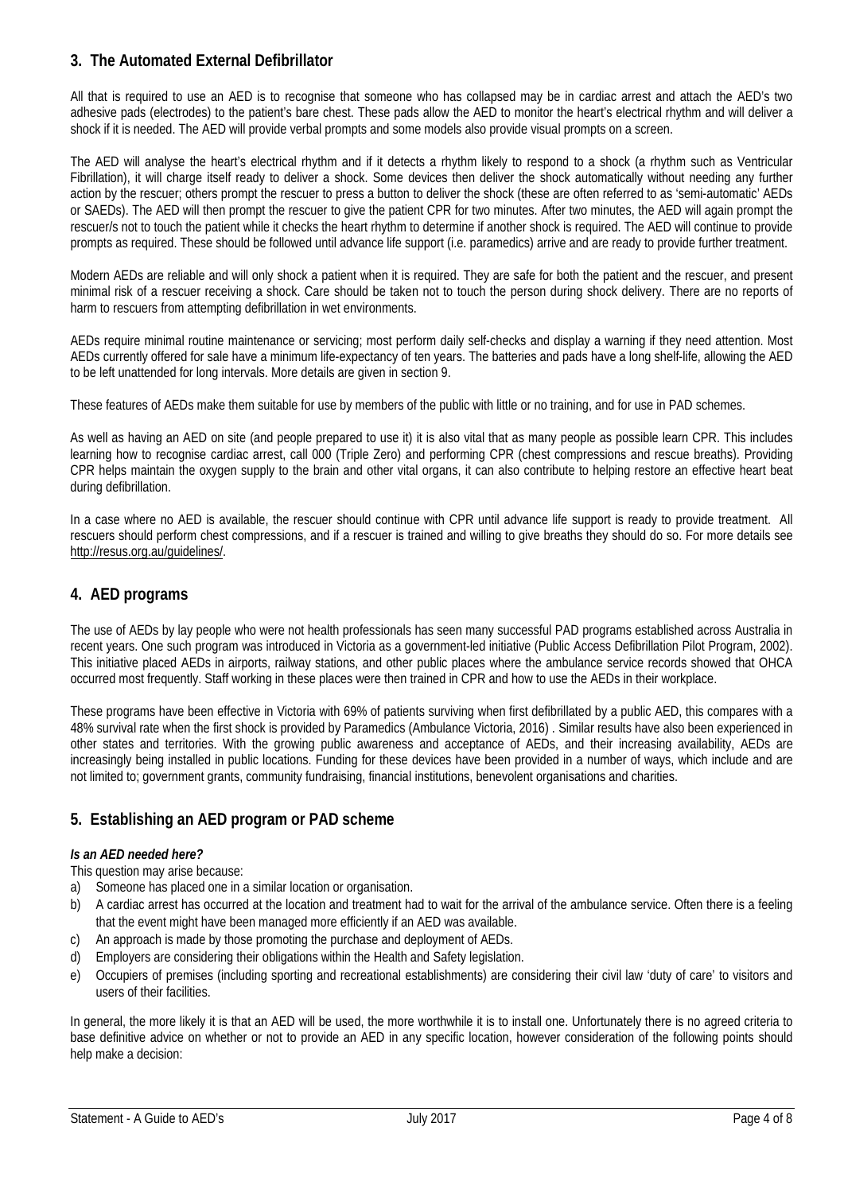## 3. The Automated External Defibrillator

All that is required to use an AED is to recognise that someone who has collapsed may be in cardiac arrest and attach the AED's two adhesive pads (electrodes) to the patient's bare chest. These pads allow the AED to monitor the heart's electrical rhythm and will deliver a shock if it is needed. The AED will provide verbal prompts and some models also provide visual prompts on a screen.

The AED will analyse the heart's electrical rhythm and if it detects a rhythm likely to respond to a shock (a rhythm such as Ventricular Fibrillation), it will charge itself ready to deliver a shock. Some devices then deliver the shock automatically without needing any further action by the rescuer; others prompt the rescuer to press a button to deliver the shock (these are often referred to as 'semi-automatic' AEDs or SAEDs). The AED will then prompt the rescuer to give the patient CPR for two minutes. After two minutes, the AED will again prompt the rescuer/s not to touch the patient while it checks the heart rhythm to determine if another shock is required. The AED will continue to provide prompts as required. These should be followed until advance life support (i.e. paramedics) arrive and are ready to provide further treatment.

Modern AEDs are reliable and will only shock a patient when it is required. They are safe for both the patient and the rescuer, and present minimal risk of a rescuer receiving a shock. Care should be taken not to touch the person during shock delivery. There are no reports of harm to rescuers from attempting defibrillation in wet environments.

AEDs require minimal routine maintenance or servicing; most perform daily self-checks and display a warning if they need attention. Most AEDs currently offered for sale have a minimum life-expectancy of ten years. The batteries and pads have a long shelf-life, allowing the AED to be left unattended for long intervals. More details are given in section 9.

These features of AEDs make them suitable for use by members of the public with little or no training, and for use in PAD schemes.

As well as having an AED on site (and people prepared to use it) it is also vital that as many people as possible learn CPR. This includes learning how to recognise cardiac arrest, call 000 (Triple Zero) and performing CPR (chest compressions and rescue breaths). Providing CPR helps maintain the oxygen supply to the brain and other vital organs, it can also contribute to helping restore an effective heart beat during defibrillation.

In a case where no AED is available, the rescuer should continue with CPR until advance life support is ready to provide treatment. All rescuers should perform chest compressions, and if a rescuer is trained and willing to give breaths they should do so. For more details see http://resus.org.au/guidelines/.

## 4. AED programs

The use of AEDs by lay people who were not health professionals has seen many successful PAD programs established across Australia in recent years. One such program was introduced in Victoria as a government-led initiative (Public Access Defibrillation Pilot Program, 2002). This initiative placed AEDs in airports, railway stations, and other public places where the ambulance service records showed that OHCA occurred most frequently. Staff working in these places were then trained in CPR and how to use the AEDs in their workplace.

These programs have been effective in Victoria with 69% of patients surviving when first defibrillated by a public AED, this compares with a 48% survival rate when the first shock is provided by Paramedics (Ambulance Victoria, 2016) . Similar results have also been experienced in other states and territories. With the growing public awareness and acceptance of AEDs, and their increasing availability, AEDs are increasingly being installed in public locations. Funding for these devices have been provided in a number of ways, which include and are not limited to; government grants, community fundraising, financial institutions, benevolent organisations and charities.

## 5. Establishing an AED program or PAD scheme

***Is an AED needed here?***

This question may arise because:

a) Someone has placed one in a similar location or organisation.
b) A cardiac arrest has occurred at the location and treatment had to wait for the arrival of the ambulance service. Often there is a feeling that the event might have been managed more efficiently if an AED was available.
c) An approach is made by those promoting the purchase and deployment of AEDs.
d) Employers are considering their obligations within the Health and Safety legislation.
e) Occupiers of premises (including sporting and recreational establishments) are considering their civil law 'duty of care' to visitors and users of their facilities.

In general, the more likely it is that an AED will be used, the more worthwhile it is to install one. Unfortunately there is no agreed criteria to base definitive advice on whether or not to provide an AED in any specific location, however consideration of the following points should help make a decision: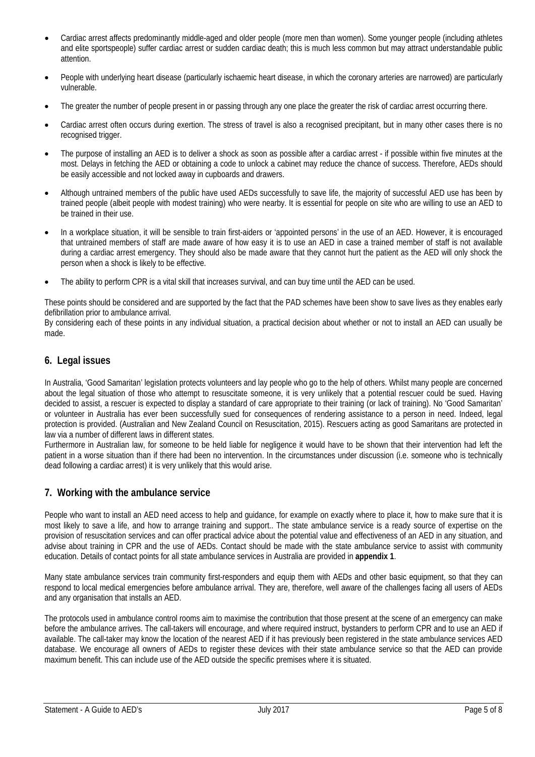- Cardiac arrest affects predominantly middle-aged and older people (more men than women). Some younger people (including athletes and elite sportspeople) suffer cardiac arrest or sudden cardiac death; this is much less common but may attract understandable public attention.
- People with underlying heart disease (particularly ischaemic heart disease, in which the coronary arteries are narrowed) are particularly vulnerable.
- The greater the number of people present in or passing through any one place the greater the risk of cardiac arrest occurring there.
- Cardiac arrest often occurs during exertion. The stress of travel is also a recognised precipitant, but in many other cases there is no recognised trigger.
- The purpose of installing an AED is to deliver a shock as soon as possible after a cardiac arrest - if possible within five minutes at the most. Delays in fetching the AED or obtaining a code to unlock a cabinet may reduce the chance of success. Therefore, AEDs should be easily accessible and not locked away in cupboards and drawers.
- Although untrained members of the public have used AEDs successfully to save life, the majority of successful AED use has been by trained people (albeit people with modest training) who were nearby. It is essential for people on site who are willing to use an AED to be trained in their use.
- In a workplace situation, it will be sensible to train first-aiders or 'appointed persons' in the use of an AED. However, it is encouraged that untrained members of staff are made aware of how easy it is to use an AED in case a trained member of staff is not available during a cardiac arrest emergency. They should also be made aware that they cannot hurt the patient as the AED will only shock the person when a shock is likely to be effective.
- The ability to perform CPR is a vital skill that increases survival, and can buy time until the AED can be used.

These points should be considered and are supported by the fact that the PAD schemes have been show to save lives as they enables early defibrillation prior to ambulance arrival.

By considering each of these points in any individual situation, a practical decision about whether or not to install an AED can usually be made.

## 6. Legal issues

In Australia, 'Good Samaritan' legislation protects volunteers and lay people who go to the help of others. Whilst many people are concerned about the legal situation of those who attempt to resuscitate someone, it is very unlikely that a potential rescuer could be sued. Having decided to assist, a rescuer is expected to display a standard of care appropriate to their training (or lack of training). No 'Good Samaritan' or volunteer in Australia has ever been successfully sued for consequences of rendering assistance to a person in need. Indeed, legal protection is provided. (Australian and New Zealand Council on Resuscitation, 2015). Rescuers acting as good Samaritans are protected in law via a number of different laws in different states.

Furthermore in Australian law, for someone to be held liable for negligence it would have to be shown that their intervention had left the patient in a worse situation than if there had been no intervention. In the circumstances under discussion (i.e. someone who is technically dead following a cardiac arrest) it is very unlikely that this would arise.

## 7. Working with the ambulance service

People who want to install an AED need access to help and guidance, for example on exactly where to place it, how to make sure that it is most likely to save a life, and how to arrange training and support.. The state ambulance service is a ready source of expertise on the provision of resuscitation services and can offer practical advice about the potential value and effectiveness of an AED in any situation, and advise about training in CPR and the use of AEDs. Contact should be made with the state ambulance service to assist with community education. Details of contact points for all state ambulance services in Australia are provided in **appendix 1**.

Many state ambulance services train community first-responders and equip them with AEDs and other basic equipment, so that they can respond to local medical emergencies before ambulance arrival. They are, therefore, well aware of the challenges facing all users of AEDs and any organisation that installs an AED.

The protocols used in ambulance control rooms aim to maximise the contribution that those present at the scene of an emergency can make before the ambulance arrives. The call-takers will encourage, and where required instruct, bystanders to perform CPR and to use an AED if available. The call-taker may know the location of the nearest AED if it has previously been registered in the state ambulance services AED database. We encourage all owners of AEDs to register these devices with their state ambulance service so that the AED can provide maximum benefit. This can include use of the AED outside the specific premises where it is situated.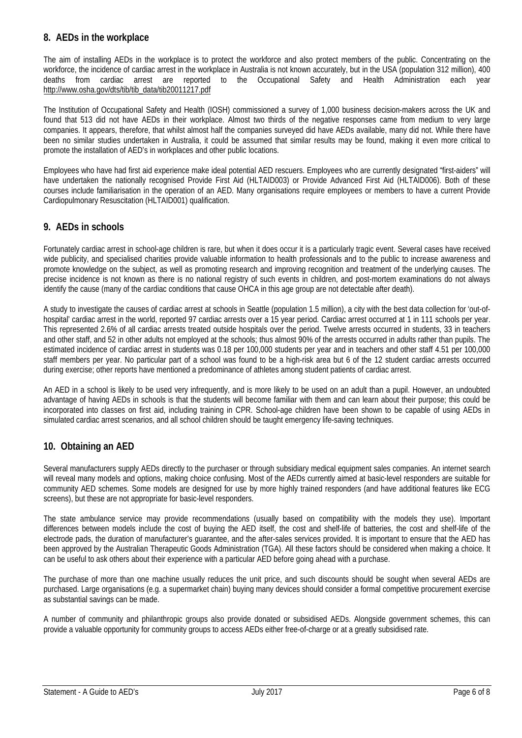## 8. AEDs in the workplace

The aim of installing AEDs in the workplace is to protect the workforce and also protect members of the public. Concentrating on the workforce, the incidence of cardiac arrest in the workplace in Australia is not known accurately, but in the USA (population 312 million), 400 deaths from cardiac arrest are reported to the Occupational Safety and Health Administration each year http://www.osha.gov/dts/tib/tib_data/tib20011217.pdf

The Institution of Occupational Safety and Health (IOSH) commissioned a survey of 1,000 business decision-makers across the UK and found that 513 did not have AEDs in their workplace. Almost two thirds of the negative responses came from medium to very large companies. It appears, therefore, that whilst almost half the companies surveyed did have AEDs available, many did not. While there have been no similar studies undertaken in Australia, it could be assumed that similar results may be found, making it even more critical to promote the installation of AED's in workplaces and other public locations.

Employees who have had first aid experience make ideal potential AED rescuers. Employees who are currently designated "first-aiders" will have undertaken the nationally recognised Provide First Aid (HLTAID003) or Provide Advanced First Aid (HLTAID006). Both of these courses include familiarisation in the operation of an AED. Many organisations require employees or members to have a current Provide Cardiopulmonary Resuscitation (HLTAID001) qualification.

## 9. AEDs in schools

Fortunately cardiac arrest in school-age children is rare, but when it does occur it is a particularly tragic event. Several cases have received wide publicity, and specialised charities provide valuable information to health professionals and to the public to increase awareness and promote knowledge on the subject, as well as promoting research and improving recognition and treatment of the underlying causes. The precise incidence is not known as there is no national registry of such events in children, and post-mortem examinations do not always identify the cause (many of the cardiac conditions that cause OHCA in this age group are not detectable after death).

A study to investigate the causes of cardiac arrest at schools in Seattle (population 1.5 million), a city with the best data collection for 'out-of-hospital' cardiac arrest in the world, reported 97 cardiac arrests over a 15 year period. Cardiac arrest occurred at 1 in 111 schools per year. This represented 2.6% of all cardiac arrests treated outside hospitals over the period. Twelve arrests occurred in students, 33 in teachers and other staff, and 52 in other adults not employed at the schools; thus almost 90% of the arrests occurred in adults rather than pupils. The estimated incidence of cardiac arrest in students was 0.18 per 100,000 students per year and in teachers and other staff 4.51 per 100,000 staff members per year. No particular part of a school was found to be a high-risk area but 6 of the 12 student cardiac arrests occurred during exercise; other reports have mentioned a predominance of athletes among student patients of cardiac arrest.

An AED in a school is likely to be used very infrequently, and is more likely to be used on an adult than a pupil. However, an undoubted advantage of having AEDs in schools is that the students will become familiar with them and can learn about their purpose; this could be incorporated into classes on first aid, including training in CPR. School-age children have been shown to be capable of using AEDs in simulated cardiac arrest scenarios, and all school children should be taught emergency life-saving techniques.

## 10. Obtaining an AED

Several manufacturers supply AEDs directly to the purchaser or through subsidiary medical equipment sales companies. An internet search will reveal many models and options, making choice confusing. Most of the AEDs currently aimed at basic-level responders are suitable for community AED schemes. Some models are designed for use by more highly trained responders (and have additional features like ECG screens), but these are not appropriate for basic-level responders.

The state ambulance service may provide recommendations (usually based on compatibility with the models they use). Important differences between models include the cost of buying the AED itself, the cost and shelf-life of batteries, the cost and shelf-life of the electrode pads, the duration of manufacturer's guarantee, and the after-sales services provided. It is important to ensure that the AED has been approved by the Australian Therapeutic Goods Administration (TGA). All these factors should be considered when making a choice. It can be useful to ask others about their experience with a particular AED before going ahead with a purchase.

The purchase of more than one machine usually reduces the unit price, and such discounts should be sought when several AEDs are purchased. Large organisations (e.g. a supermarket chain) buying many devices should consider a formal competitive procurement exercise as substantial savings can be made.

A number of community and philanthropic groups also provide donated or subsidised AEDs. Alongside government schemes, this can provide a valuable opportunity for community groups to access AEDs either free-of-charge or at a greatly subsidised rate.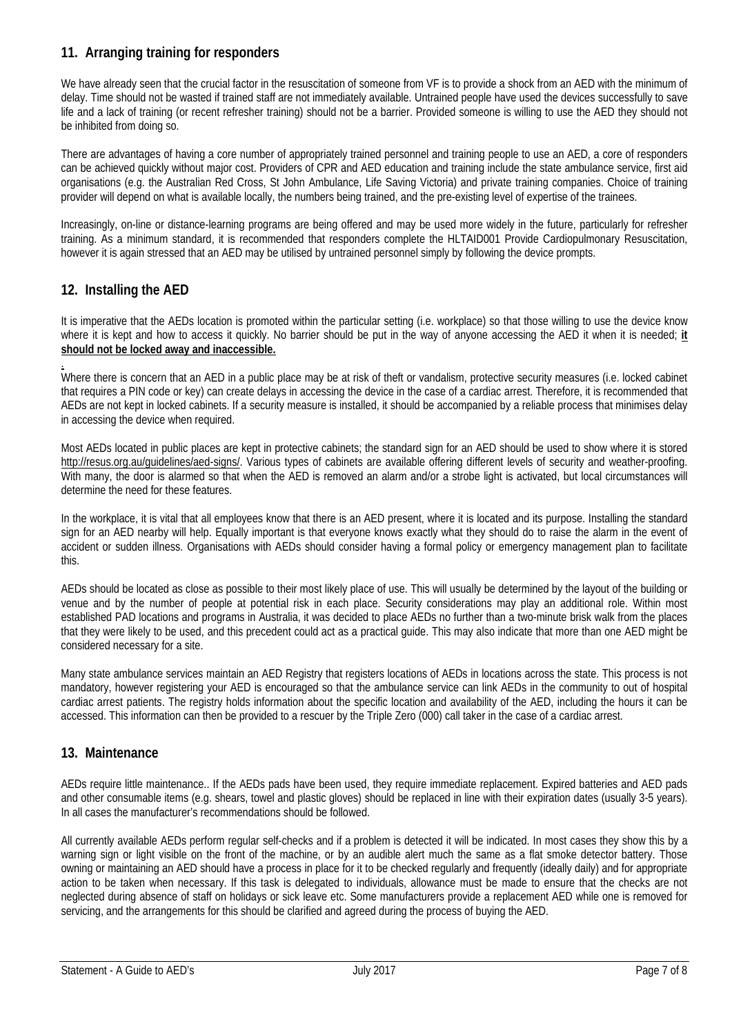## 11. Arranging training for responders

We have already seen that the crucial factor in the resuscitation of someone from VF is to provide a shock from an AED with the minimum of delay. Time should not be wasted if trained staff are not immediately available. Untrained people have used the devices successfully to save life and a lack of training (or recent refresher training) should not be a barrier. Provided someone is willing to use the AED they should not be inhibited from doing so.

There are advantages of having a core number of appropriately trained personnel and training people to use an AED, a core of responders can be achieved quickly without major cost. Providers of CPR and AED education and training include the state ambulance service, first aid organisations (e.g. the Australian Red Cross, St John Ambulance, Life Saving Victoria) and private training companies. Choice of training provider will depend on what is available locally, the numbers being trained, and the pre-existing level of expertise of the trainees.

Increasingly, on-line or distance-learning programs are being offered and may be used more widely in the future, particularly for refresher training. As a minimum standard, it is recommended that responders complete the HLTAID001 Provide Cardiopulmonary Resuscitation, however it is again stressed that an AED may be utilised by untrained personnel simply by following the device prompts.

## 12. Installing the AED

It is imperative that the AEDs location is promoted within the particular setting (i.e. workplace) so that those willing to use the device know where it is kept and how to access it quickly. No barrier should be put in the way of anyone accessing the AED it when it is needed; **it should not be locked away and inaccessible.**

Where there is concern that an AED in a public place may be at risk of theft or vandalism, protective security measures (i.e. locked cabinet that requires a PIN code or key) can create delays in accessing the device in the case of a cardiac arrest. Therefore, it is recommended that AEDs are not kept in locked cabinets. If a security measure is installed, it should be accompanied by a reliable process that minimises delay in accessing the device when required.

Most AEDs located in public places are kept in protective cabinets; the standard sign for an AED should be used to show where it is stored http://resus.org.au/guidelines/aed-signs/. Various types of cabinets are available offering different levels of security and weather-proofing. With many, the door is alarmed so that when the AED is removed an alarm and/or a strobe light is activated, but local circumstances will determine the need for these features.

In the workplace, it is vital that all employees know that there is an AED present, where it is located and its purpose. Installing the standard sign for an AED nearby will help. Equally important is that everyone knows exactly what they should do to raise the alarm in the event of accident or sudden illness. Organisations with AEDs should consider having a formal policy or emergency management plan to facilitate this.

AEDs should be located as close as possible to their most likely place of use. This will usually be determined by the layout of the building or venue and by the number of people at potential risk in each place. Security considerations may play an additional role. Within most established PAD locations and programs in Australia, it was decided to place AEDs no further than a two-minute brisk walk from the places that they were likely to be used, and this precedent could act as a practical guide. This may also indicate that more than one AED might be considered necessary for a site.

Many state ambulance services maintain an AED Registry that registers locations of AEDs in locations across the state. This process is not mandatory, however registering your AED is encouraged so that the ambulance service can link AEDs in the community to out of hospital cardiac arrest patients. The registry holds information about the specific location and availability of the AED, including the hours it can be accessed. This information can then be provided to a rescuer by the Triple Zero (000) call taker in the case of a cardiac arrest.

## 13. Maintenance

AEDs require little maintenance.. If the AEDs pads have been used, they require immediate replacement. Expired batteries and AED pads and other consumable items (e.g. shears, towel and plastic gloves) should be replaced in line with their expiration dates (usually 3-5 years). In all cases the manufacturer's recommendations should be followed.

All currently available AEDs perform regular self-checks and if a problem is detected it will be indicated. In most cases they show this by a warning sign or light visible on the front of the machine, or by an audible alert much the same as a flat smoke detector battery. Those owning or maintaining an AED should have a process in place for it to be checked regularly and frequently (ideally daily) and for appropriate action to be taken when necessary. If this task is delegated to individuals, allowance must be made to ensure that the checks are not neglected during absence of staff on holidays or sick leave etc. Some manufacturers provide a replacement AED while one is removed for servicing, and the arrangements for this should be clarified and agreed during the process of buying the AED.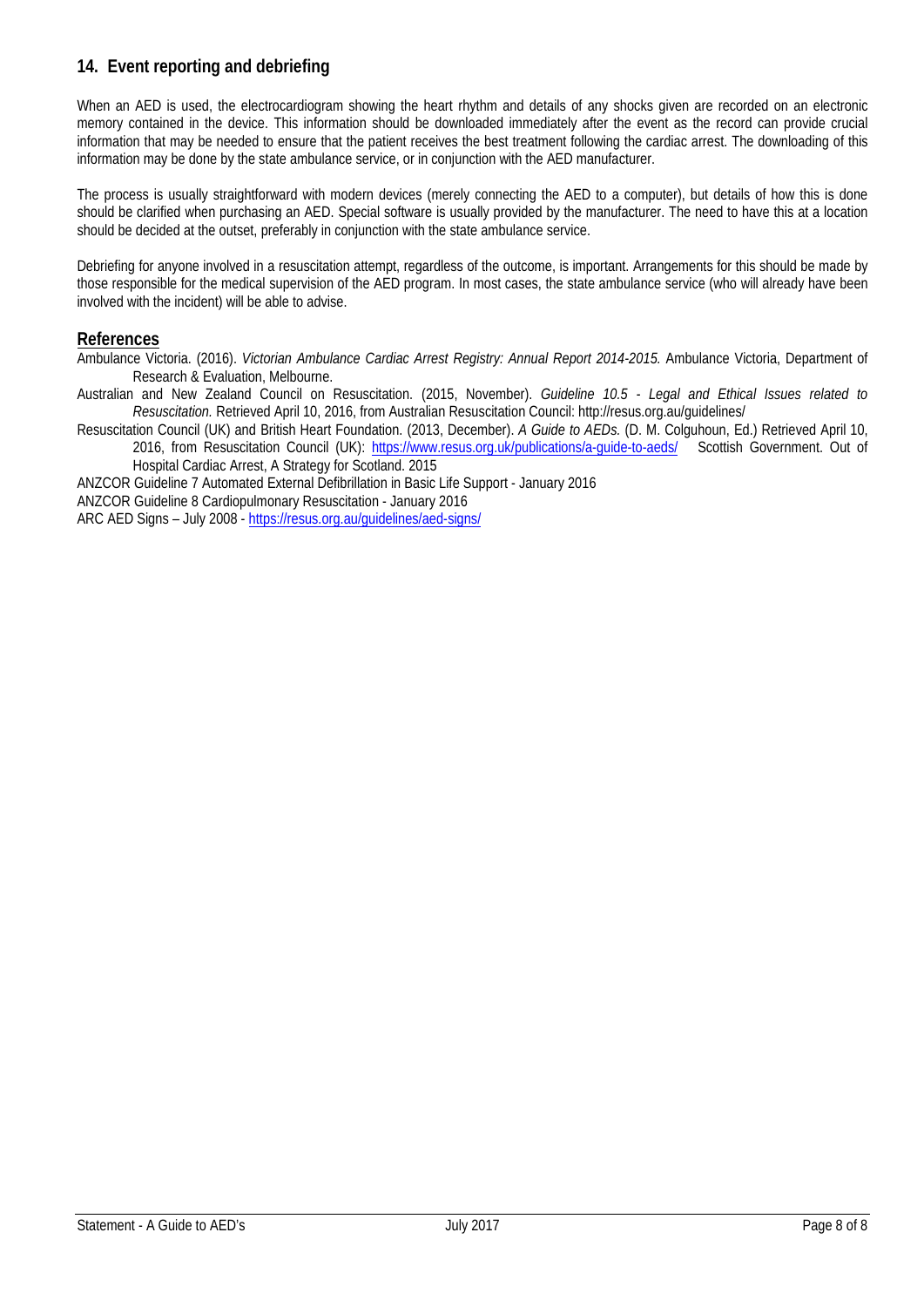## 14. Event reporting and debriefing

When an AED is used, the electrocardiogram showing the heart rhythm and details of any shocks given are recorded on an electronic memory contained in the device. This information should be downloaded immediately after the event as the record can provide crucial information that may be needed to ensure that the patient receives the best treatment following the cardiac arrest. The downloading of this information may be done by the state ambulance service, or in conjunction with the AED manufacturer.

The process is usually straightforward with modern devices (merely connecting the AED to a computer), but details of how this is done should be clarified when purchasing an AED. Special software is usually provided by the manufacturer. The need to have this at a location should be decided at the outset, preferably in conjunction with the state ambulance service.

Debriefing for anyone involved in a resuscitation attempt, regardless of the outcome, is important. Arrangements for this should be made by those responsible for the medical supervision of the AED program. In most cases, the state ambulance service (who will already have been involved with the incident) will be able to advise.

## References

Ambulance Victoria. (2016). *Victorian Ambulance Cardiac Arrest Registry: Annual Report 2014-2015.* Ambulance Victoria, Department of Research & Evaluation, Melbourne.

Australian and New Zealand Council on Resuscitation. (2015, November). *Guideline 10.5 - Legal and Ethical Issues related to Resuscitation.* Retrieved April 10, 2016, from Australian Resuscitation Council: http://resus.org.au/guidelines/

Resuscitation Council (UK) and British Heart Foundation. (2013, December). *A Guide to AEDs.* (D. M. Colguhoun, Ed.) Retrieved April 10, 2016, from Resuscitation Council (UK): https://www.resus.org.uk/publications/a-guide-to-aeds/ Scottish Government. Out of Hospital Cardiac Arrest, A Strategy for Scotland. 2015

ANZCOR Guideline 7 Automated External Defibrillation in Basic Life Support - January 2016

ANZCOR Guideline 8 Cardiopulmonary Resuscitation - January 2016

ARC AED Signs – July 2008 - https://resus.org.au/guidelines/aed-signs/